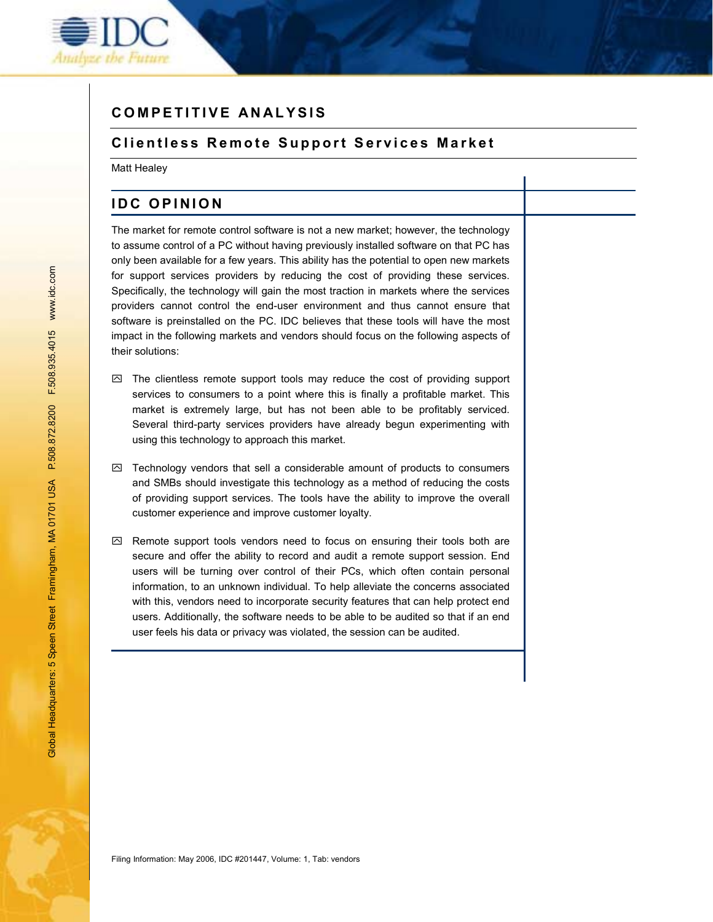# COMPETITIVE ANALYSIS

## Clientless Remote Support Services Market

Matt Healey

## IDC OPINION

The market for remote control software is not a new market; however, the technology to assume control of a PC without having previously installed software on that PC has only been available for a few years. This ability has the potential to open new markets for support services providers by reducing the cost of providing these services. Specifically, the technology will gain the most traction in markets where the services providers cannot control the end-user environment and thus cannot ensure that software is preinstalled on the PC. IDC believes that these tools will have the most impact in the following markets and vendors should focus on the following aspects of their solutions:

- The clientless remote support tools may reduce the cost of providing support services to consumers to a point where this is finally a profitable market. This market is extremely large, but has not been able to be profitably serviced. Several third-party services providers have already begun experimenting with using this technology to approach this market.

- Technology vendors that sell a considerable amount of products to consumers and SMBs should investigate this technology as a method of reducing the costs of providing support services. The tools have the ability to improve the overall customer experience and improve customer loyalty.

- Remote support tools vendors need to focus on ensuring their tools both are secure and offer the ability to record and audit a remote support session. End users will be turning over control of their PCs, which often contain personal information, to an unknown individual. To help alleviate the concerns associated with this, vendors need to incorporate security features that can help protect end users. Additionally, the software needs to be able to be audited so that if an end user feels his data or privacy was violated, the session can be audited.

Filing Information: May 2006, IDC #201447, Volume: 1, Tab: vendors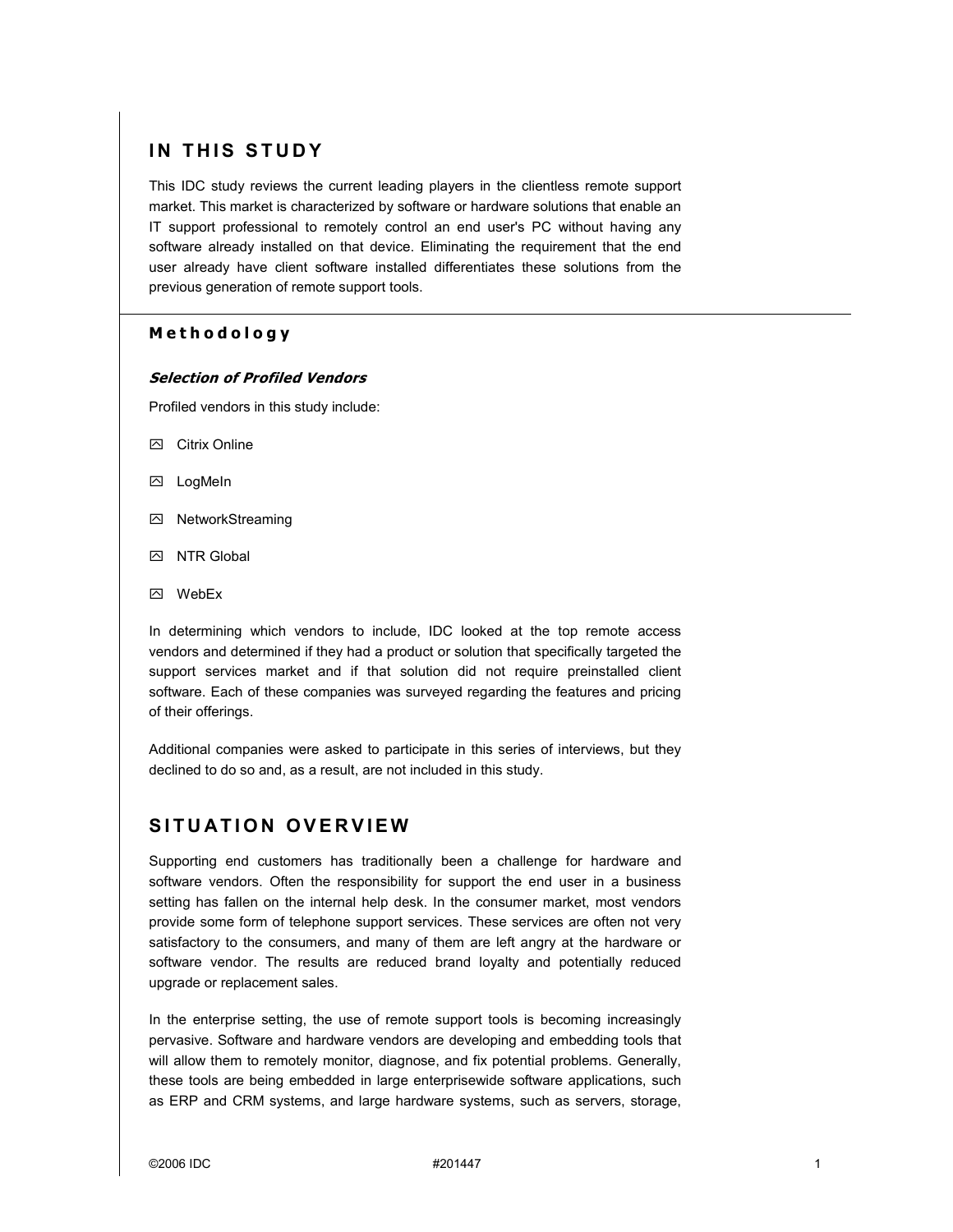# IN THIS STUDY

This IDC study reviews the current leading players in the clientless remote support market. This market is characterized by software or hardware solutions that enable an IT support professional to remotely control an end user's PC without having any software already installed on that device. Eliminating the requirement that the end user already have client software installed differentiates these solutions from the previous generation of remote support tools.

## Methodology

### *Selection of Profiled Vendors*

Profiled vendors in this study include:

- Citrix Online
- LogMeIn
- NetworkStreaming
- NTR Global
- WebEx

In determining which vendors to include, IDC looked at the top remote access vendors and determined if they had a product or solution that specifically targeted the support services market and if that solution did not require preinstalled client software. Each of these companies was surveyed regarding the features and pricing of their offerings.

Additional companies were asked to participate in this series of interviews, but they declined to do so and, as a result, are not included in this study.

# SITUATION OVERVIEW

Supporting end customers has traditionally been a challenge for hardware and software vendors. Often the responsibility for support the end user in a business setting has fallen on the internal help desk. In the consumer market, most vendors provide some form of telephone support services. These services are often not very satisfactory to the consumers, and many of them are left angry at the hardware or software vendor. The results are reduced brand loyalty and potentially reduced upgrade or replacement sales.

In the enterprise setting, the use of remote support tools is becoming increasingly pervasive. Software and hardware vendors are developing and embedding tools that will allow them to remotely monitor, diagnose, and fix potential problems. Generally, these tools are being embedded in large enterprisewide software applications, such as ERP and CRM systems, and large hardware systems, such as servers, storage,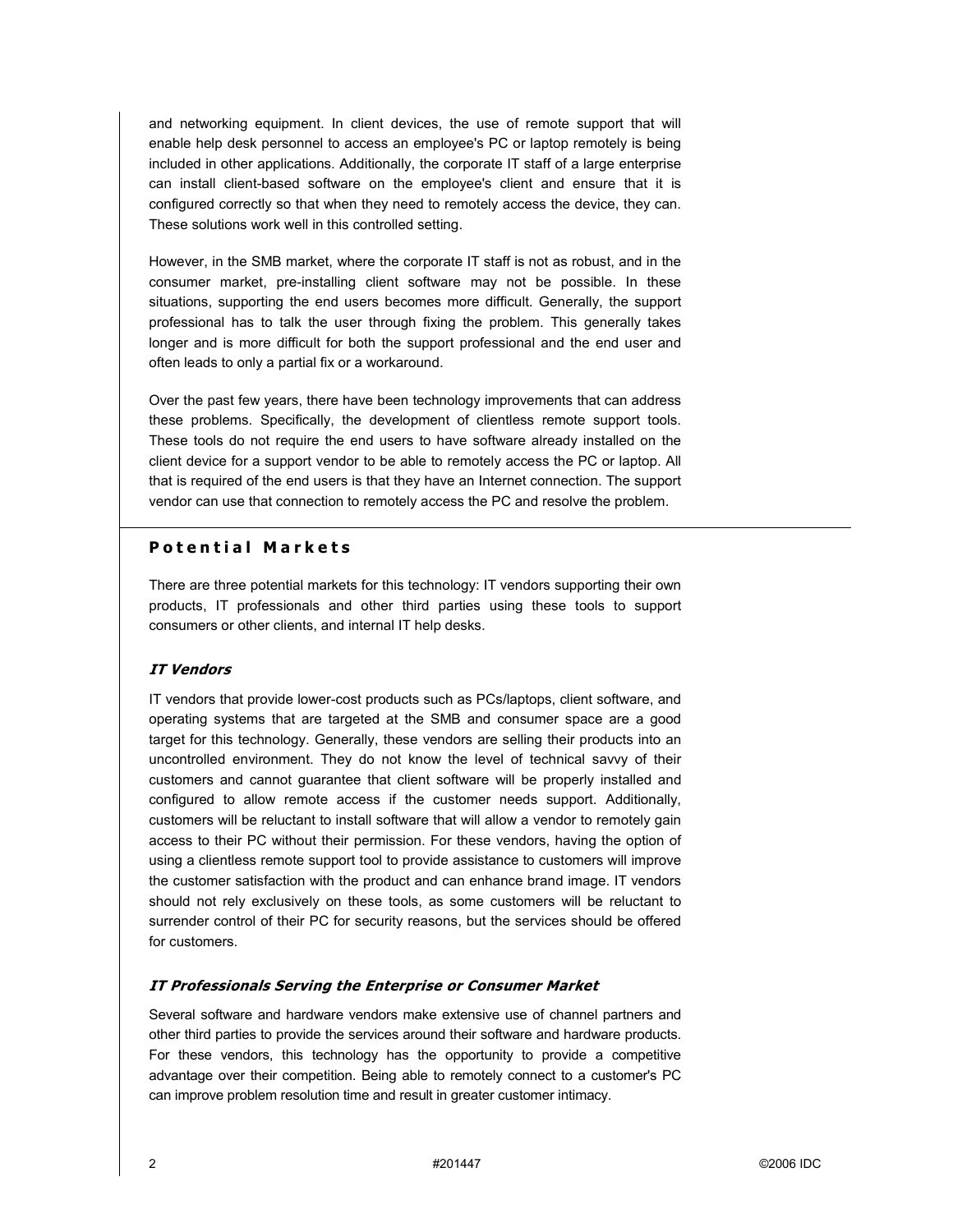and networking equipment. In client devices, the use of remote support that will enable help desk personnel to access an employee's PC or laptop remotely is being included in other applications. Additionally, the corporate IT staff of a large enterprise can install client-based software on the employee's client and ensure that it is configured correctly so that when they need to remotely access the device, they can. These solutions work well in this controlled setting.

However, in the SMB market, where the corporate IT staff is not as robust, and in the consumer market, pre-installing client software may not be possible. In these situations, supporting the end users becomes more difficult. Generally, the support professional has to talk the user through fixing the problem. This generally takes longer and is more difficult for both the support professional and the end user and often leads to only a partial fix or a workaround.

Over the past few years, there have been technology improvements that can address these problems. Specifically, the development of clientless remote support tools. These tools do not require the end users to have software already installed on the client device for a support vendor to be able to remotely access the PC or laptop. All that is required of the end users is that they have an Internet connection. The support vendor can use that connection to remotely access the PC and resolve the problem.

## Potential Markets

There are three potential markets for this technology: IT vendors supporting their own products, IT professionals and other third parties using these tools to support consumers or other clients, and internal IT help desks.

### *IT Vendors*

IT vendors that provide lower-cost products such as PCs/laptops, client software, and operating systems that are targeted at the SMB and consumer space are a good target for this technology. Generally, these vendors are selling their products into an uncontrolled environment. They do not know the level of technical savvy of their customers and cannot guarantee that client software will be properly installed and configured to allow remote access if the customer needs support. Additionally, customers will be reluctant to install software that will allow a vendor to remotely gain access to their PC without their permission. For these vendors, having the option of using a clientless remote support tool to provide assistance to customers will improve the customer satisfaction with the product and can enhance brand image. IT vendors should not rely exclusively on these tools, as some customers will be reluctant to surrender control of their PC for security reasons, but the services should be offered for customers.

### *IT Professionals Serving the Enterprise or Consumer Market*

Several software and hardware vendors make extensive use of channel partners and other third parties to provide the services around their software and hardware products. For these vendors, this technology has the opportunity to provide a competitive advantage over their competition. Being able to remotely connect to a customer's PC can improve problem resolution time and result in greater customer intimacy.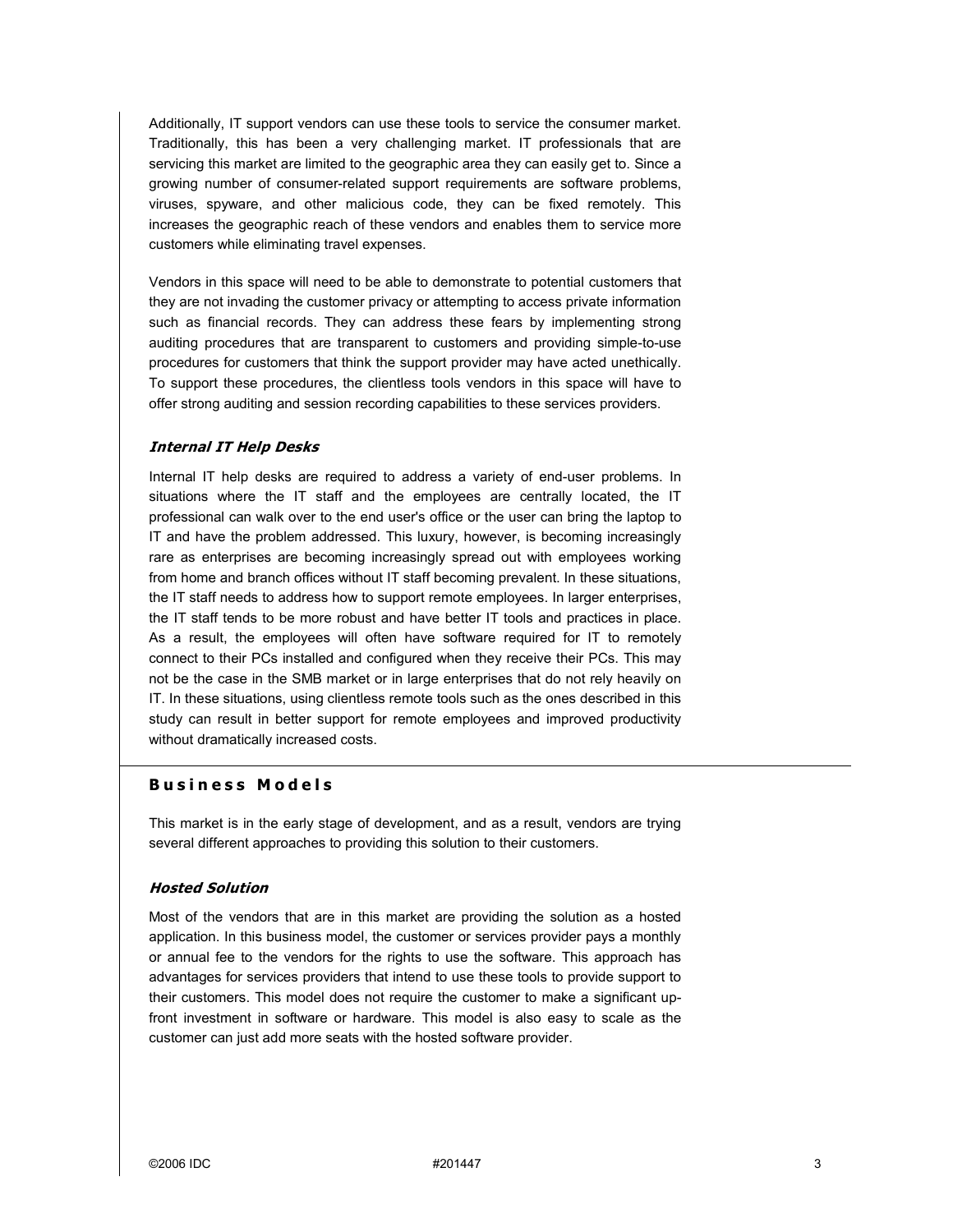Additionally, IT support vendors can use these tools to service the consumer market. Traditionally, this has been a very challenging market. IT professionals that are servicing this market are limited to the geographic area they can easily get to. Since a growing number of consumer-related support requirements are software problems, viruses, spyware, and other malicious code, they can be fixed remotely. This increases the geographic reach of these vendors and enables them to service more customers while eliminating travel expenses.

Vendors in this space will need to be able to demonstrate to potential customers that they are not invading the customer privacy or attempting to access private information such as financial records. They can address these fears by implementing strong auditing procedures that are transparent to customers and providing simple-to-use procedures for customers that think the support provider may have acted unethically. To support these procedures, the clientless tools vendors in this space will have to offer strong auditing and session recording capabilities to these services providers.

### *Internal IT Help Desks*

Internal IT help desks are required to address a variety of end-user problems. In situations where the IT staff and the employees are centrally located, the IT professional can walk over to the end user's office or the user can bring the laptop to IT and have the problem addressed. This luxury, however, is becoming increasingly rare as enterprises are becoming increasingly spread out with employees working from home and branch offices without IT staff becoming prevalent. In these situations, the IT staff needs to address how to support remote employees. In larger enterprises, the IT staff tends to be more robust and have better IT tools and practices in place. As a result, the employees will often have software required for IT to remotely connect to their PCs installed and configured when they receive their PCs. This may not be the case in the SMB market or in large enterprises that do not rely heavily on IT. In these situations, using clientless remote tools such as the ones described in this study can result in better support for remote employees and improved productivity without dramatically increased costs.

## Business Models

This market is in the early stage of development, and as a result, vendors are trying several different approaches to providing this solution to their customers.

### *Hosted Solution*

Most of the vendors that are in this market are providing the solution as a hosted application. In this business model, the customer or services provider pays a monthly or annual fee to the vendors for the rights to use the software. This approach has advantages for services providers that intend to use these tools to provide support to their customers. This model does not require the customer to make a significant up-front investment in software or hardware. This model is also easy to scale as the customer can just add more seats with the hosted software provider.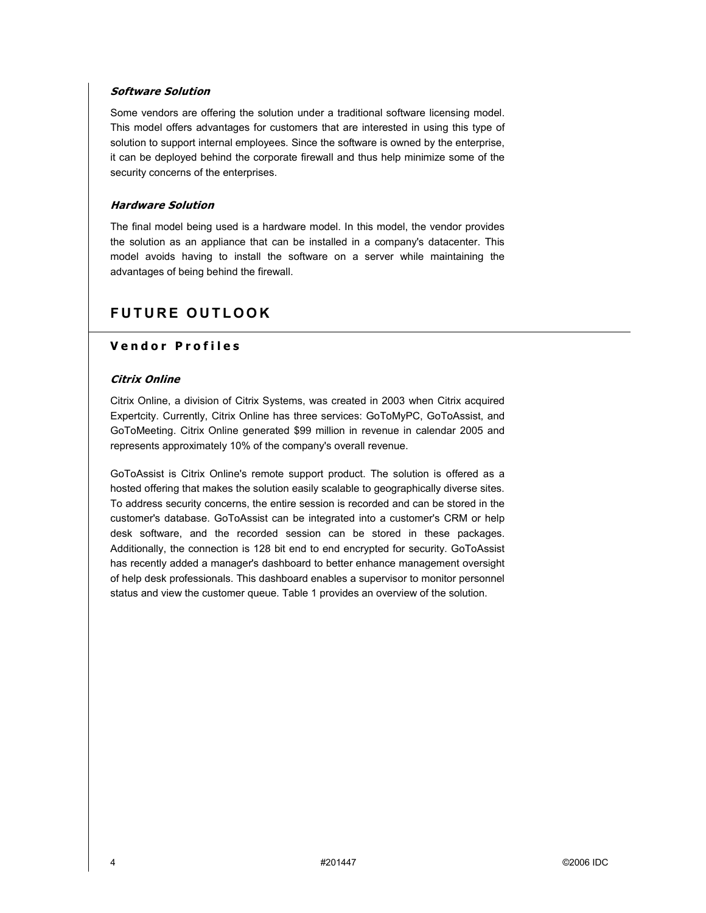### *Software Solution*

Some vendors are offering the solution under a traditional software licensing model. This model offers advantages for customers that are interested in using this type of solution to support internal employees. Since the software is owned by the enterprise, it can be deployed behind the corporate firewall and thus help minimize some of the security concerns of the enterprises.

### *Hardware Solution*

The final model being used is a hardware model. In this model, the vendor provides the solution as an appliance that can be installed in a company's datacenter. This model avoids having to install the software on a server while maintaining the advantages of being behind the firewall.

# FUTURE OUTLOOK

## Vendor Profiles

### *Citrix Online*

Citrix Online, a division of Citrix Systems, was created in 2003 when Citrix acquired Expertcity. Currently, Citrix Online has three services: GoToMyPC, GoToAssist, and GoToMeeting. Citrix Online generated $99 million in revenue in calendar 2005 and represents approximately 10% of the company's overall revenue.

GoToAssist is Citrix Online's remote support product. The solution is offered as a hosted offering that makes the solution easily scalable to geographically diverse sites. To address security concerns, the entire session is recorded and can be stored in the customer's database. GoToAssist can be integrated into a customer's CRM or help desk software, and the recorded session can be stored in these packages. Additionally, the connection is 128 bit end to end encrypted for security. GoToAssist has recently added a manager's dashboard to better enhance management oversight of help desk professionals. This dashboard enables a supervisor to monitor personnel status and view the customer queue. Table 1 provides an overview of the solution.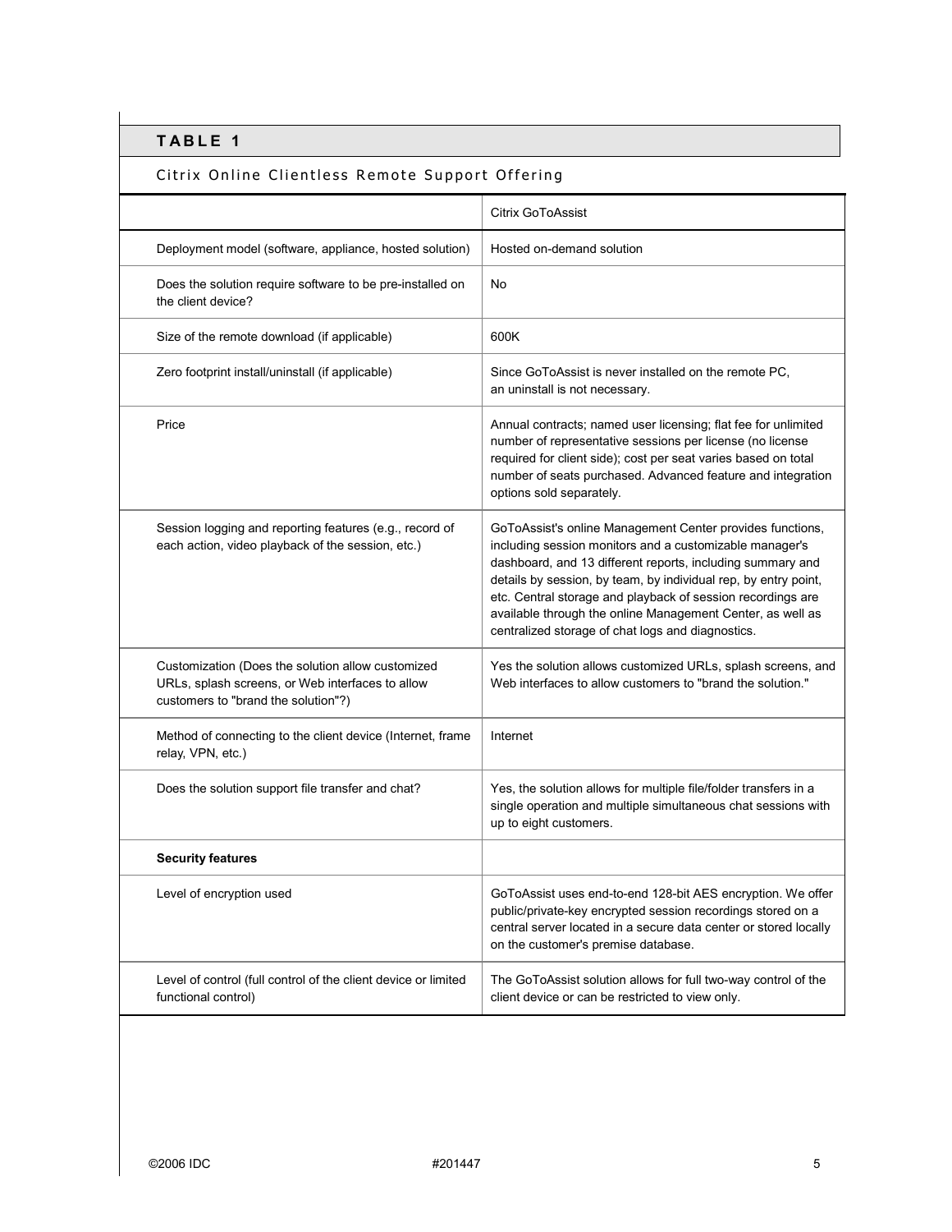## TABLE 1

Citrix Online Clientless Remote Support Offering

| | Citrix GoToAssist |
|---|---|
| Deployment model (software, appliance, hosted solution) | Hosted on-demand solution |
| Does the solution require software to be pre-installed on the client device? | No |
| Size of the remote download (if applicable) | 600K |
| Zero footprint install/uninstall (if applicable) | Since GoToAssist is never installed on the remote PC, an uninstall is not necessary. |
| Price | Annual contracts; named user licensing; flat fee for unlimited number of representative sessions per license (no license required for client side); cost per seat varies based on total number of seats purchased. Advanced feature and integration options sold separately. |
| Session logging and reporting features (e.g., record of each action, video playback of the session, etc.) | GoToAssist's online Management Center provides functions, including session monitors and a customizable manager's dashboard, and 13 different reports, including summary and details by session, by team, by individual rep, by entry point, etc. Central storage and playback of session recordings are available through the online Management Center, as well as centralized storage of chat logs and diagnostics. |
| Customization (Does the solution allow customized URLs, splash screens, or Web interfaces to allow customers to "brand the solution"?) | Yes the solution allows customized URLs, splash screens, and Web interfaces to allow customers to "brand the solution." |
| Method of connecting to the client device (Internet, frame relay, VPN, etc.) | Internet |
| Does the solution support file transfer and chat? | Yes, the solution allows for multiple file/folder transfers in a single operation and multiple simultaneous chat sessions with up to eight customers. |
| **Security features** | |
| Level of encryption used | GoToAssist uses end-to-end 128-bit AES encryption. We offer public/private-key encrypted session recordings stored on a central server located in a secure data center or stored locally on the customer's premise database. |
| Level of control (full control of the client device or limited functional control) | The GoToAssist solution allows for full two-way control of the client device or can be restricted to view only. |

©2006 IDC #201447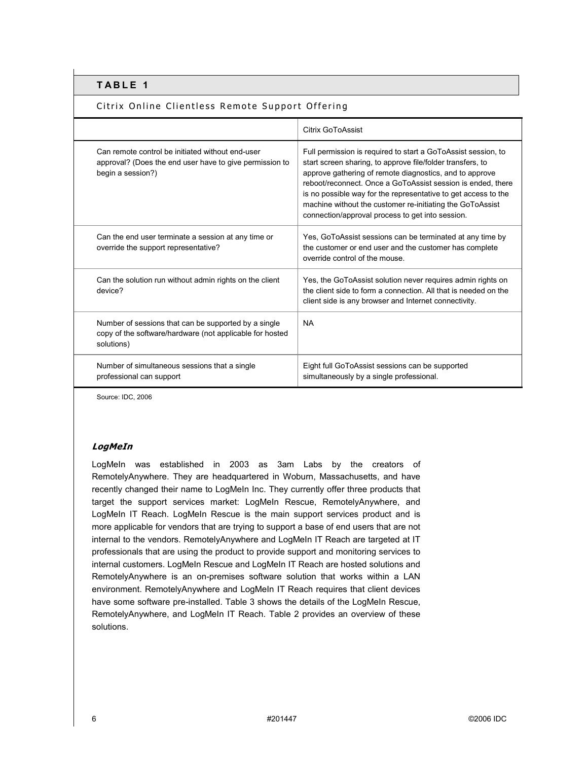**TABLE 1**

Citrix Online Clientless Remote Support Offering

| | Citrix GoToAssist |
|---|---|
| Can remote control be initiated without end-user approval? (Does the end user have to give permission to begin a session?) | Full permission is required to start a GoToAssist session, to start screen sharing, to approve file/folder transfers, to approve gathering of remote diagnostics, and to approve reboot/reconnect. Once a GoToAssist session is ended, there is no possible way for the representative to get access to the machine without the customer re-initiating the GoToAssist connection/approval process to get into session. |
| Can the end user terminate a session at any time or override the support representative? | Yes, GoToAssist sessions can be terminated at any time by the customer or end user and the customer has complete override control of the mouse. |
| Can the solution run without admin rights on the client device? | Yes, the GoToAssist solution never requires admin rights on the client side to form a connection. All that is needed on the client side is any browser and Internet connectivity. |
| Number of sessions that can be supported by a single copy of the software/hardware (not applicable for hosted solutions) | NA |
| Number of simultaneous sessions that a single professional can support | Eight full GoToAssist sessions can be supported simultaneously by a single professional. |

Source: IDC, 2006

### *LogMeIn*

LogMeIn was established in 2003 as 3am Labs by the creators of RemotelyAnywhere. They are headquartered in Woburn, Massachusetts, and have recently changed their name to LogMeIn Inc. They currently offer three products that target the support services market: LogMeIn Rescue, RemotelyAnywhere, and LogMeIn IT Reach. LogMeIn Rescue is the main support services product and is more applicable for vendors that are trying to support a base of end users that are not internal to the vendors. RemotelyAnywhere and LogMeIn IT Reach are targeted at IT professionals that are using the product to provide support and monitoring services to internal customers. LogMeIn Rescue and LogMeIn IT Reach are hosted solutions and RemotelyAnywhere is an on-premises software solution that works within a LAN environment. RemotelyAnywhere and LogMeIn IT Reach requires that client devices have some software pre-installed. Table 3 shows the details of the LogMeIn Rescue, RemotelyAnywhere, and LogMeIn IT Reach. Table 2 provides an overview of these solutions.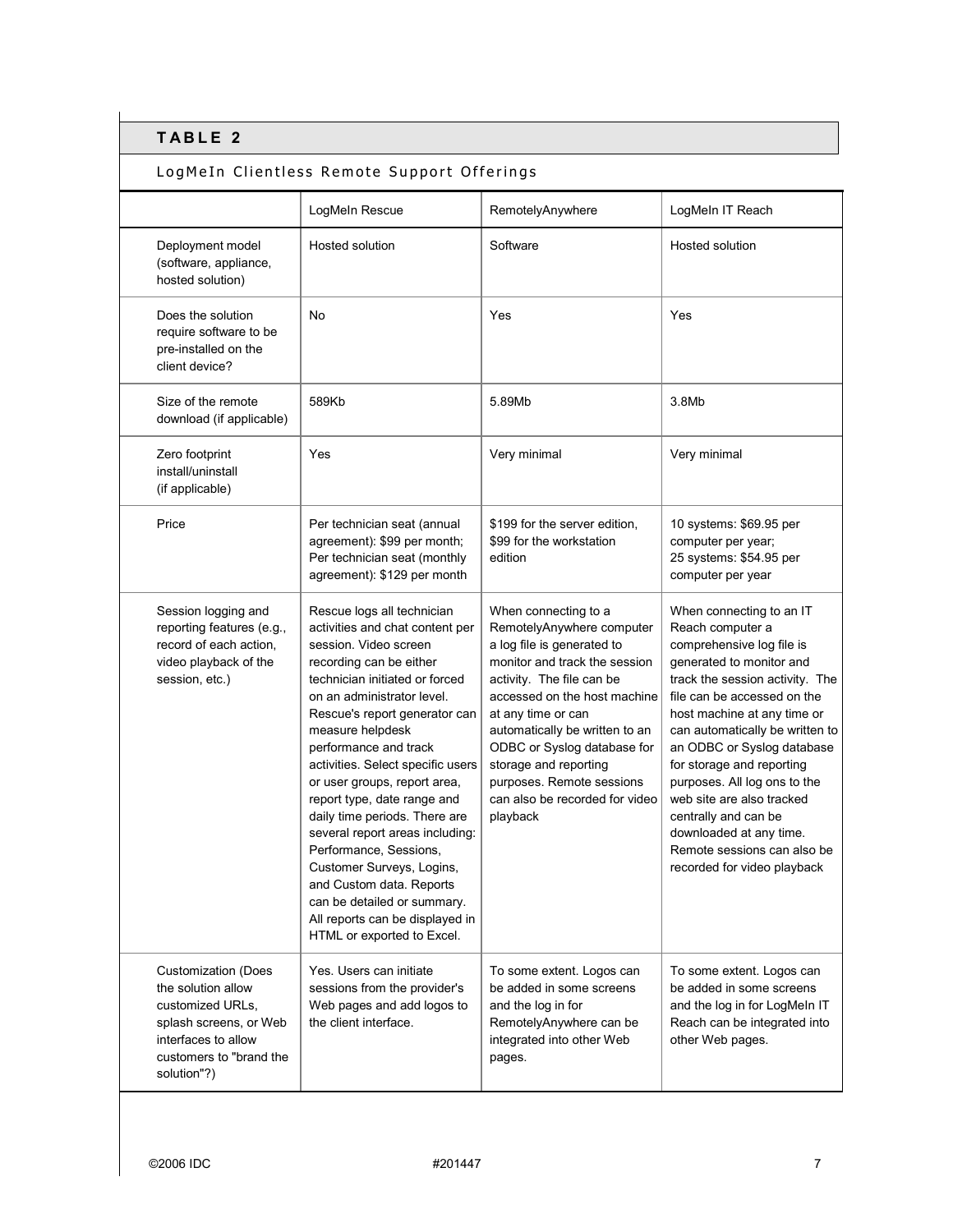## TABLE 2

LogMeIn Clientless Remote Support Offerings

| | LogMeIn Rescue | RemotelyAnywhere | LogMeIn IT Reach |
|---|---|---|---|
| Deployment model (software, appliance, hosted solution) | Hosted solution | Software | Hosted solution |
| Does the solution require software to be pre-installed on the client device? | No | Yes | Yes |
| Size of the remote download (if applicable) | 589Kb | 5.89Mb | 3.8Mb |
| Zero footprint install/uninstall (if applicable) | Yes | Very minimal | Very minimal |
| Price | Per technician seat (annual agreement): $99 per month; Per technician seat (monthly agreement): $129 per month | $199 for the server edition, $99 for the workstation edition | 10 systems: $69.95 per computer per year; 25 systems: $54.95 per computer per year |
| Session logging and reporting features (e.g., record of each action, video playback of the session, etc.) | Rescue logs all technician activities and chat content per session. Video screen recording can be either technician initiated or forced on an administrator level. Rescue's report generator can measure helpdesk performance and track activities. Select specific users or user groups, report area, report type, date range and daily time periods. There are several report areas including: Performance, Sessions, Customer Surveys, Logins, and Custom data. Reports can be detailed or summary. All reports can be displayed in HTML or exported to Excel. | When connecting to a RemotelyAnywhere computer a log file is generated to monitor and track the session activity. The file can be accessed on the host machine at any time or can automatically be written to an ODBC or Syslog database for storage and reporting purposes. Remote sessions can also be recorded for video playback | When connecting to an IT Reach computer a comprehensive log file is generated to monitor and track the session activity. The file can be accessed on the host machine at any time or can automatically be written to an ODBC or Syslog database for storage and reporting purposes. All log ons to the web site are also tracked centrally and can be downloaded at any time. Remote sessions can also be recorded for video playback |
| Customization (Does the solution allow customized URLs, splash screens, or Web interfaces to allow customers to "brand the solution"?) | Yes. Users can initiate sessions from the provider's Web pages and add logos to the client interface. | To some extent. Logos can be added in some screens and the log in for RemotelyAnywhere can be integrated into other Web pages. | To some extent. Logos can be added in some screens and the log in for LogMeIn IT Reach can be integrated into other Web pages. |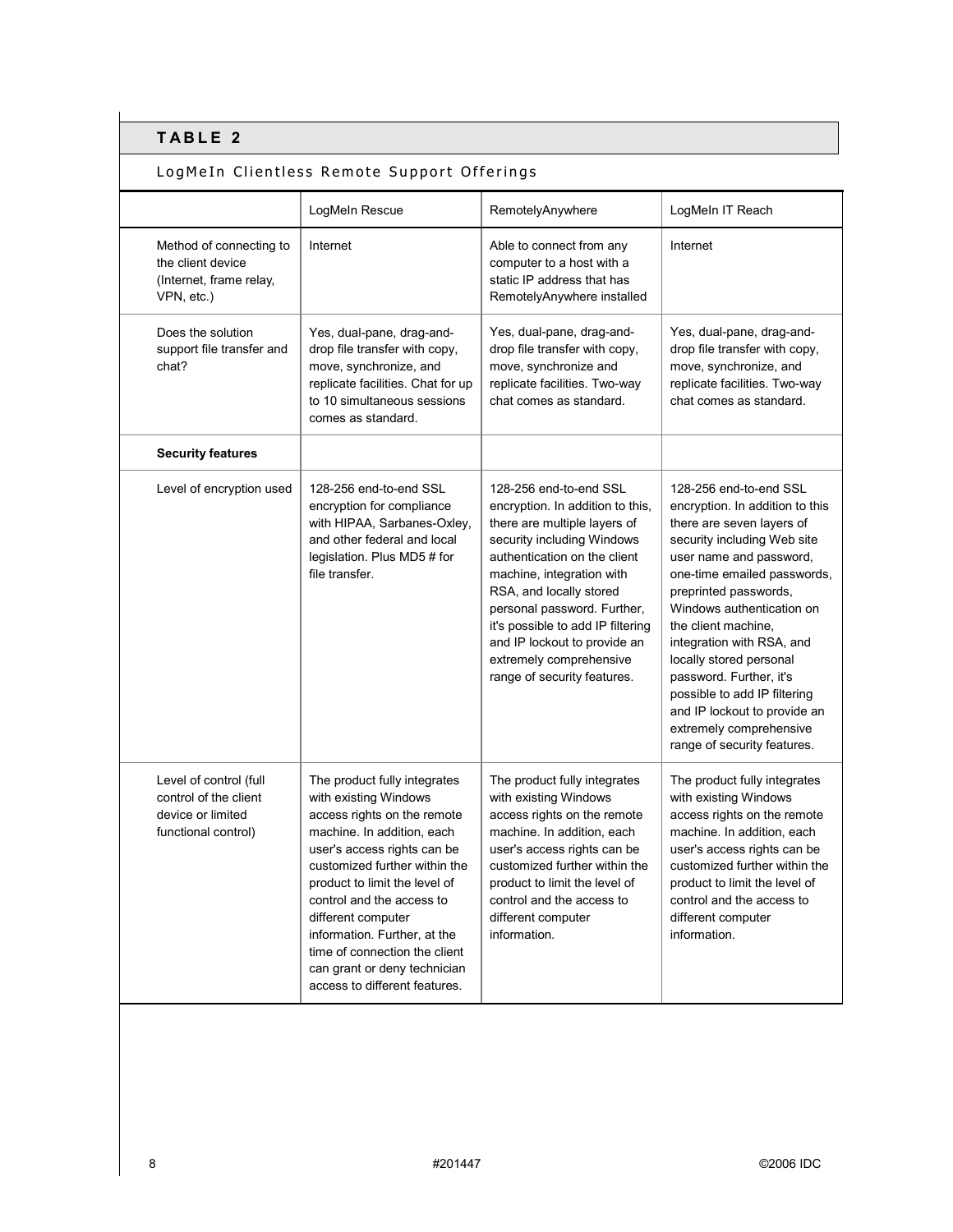## TABLE 2

LogMeIn Clientless Remote Support Offerings

| | LogMeIn Rescue | RemotelyAnywhere | LogMeIn IT Reach |
|---|---|---|---|
| Method of connecting to the client device (Internet, frame relay, VPN, etc.) | Internet | Able to connect from any computer to a host with a static IP address that has RemotelyAnywhere installed | Internet |
| Does the solution support file transfer and chat? | Yes, dual-pane, drag-and-drop file transfer with copy, move, synchronize, and replicate facilities. Chat for up to 10 simultaneous sessions comes as standard. | Yes, dual-pane, drag-and-drop file transfer with copy, move, synchronize and replicate facilities. Two-way chat comes as standard. | Yes, dual-pane, drag-and-drop file transfer with copy, move, synchronize, and replicate facilities. Two-way chat comes as standard. |
| **Security features** | | | |
| Level of encryption used | 128-256 end-to-end SSL encryption for compliance with HIPAA, Sarbanes-Oxley, and other federal and local legislation. Plus MD5 # for file transfer. | 128-256 end-to-end SSL encryption. In addition to this, there are multiple layers of security including Windows authentication on the client machine, integration with RSA, and locally stored personal password. Further, it's possible to add IP filtering and IP lockout to provide an extremely comprehensive range of security features. | 128-256 end-to-end SSL encryption. In addition to this there are seven layers of security including Web site user name and password, one-time emailed passwords, preprinted passwords, Windows authentication on the client machine, integration with RSA, and locally stored personal password. Further, it's possible to add IP filtering and IP lockout to provide an extremely comprehensive range of security features. |
| Level of control (full control of the client device or limited functional control) | The product fully integrates with existing Windows access rights on the remote machine. In addition, each user's access rights can be customized further within the product to limit the level of control and the access to different computer information. Further, at the time of connection the client can grant or deny technician access to different features. | The product fully integrates with existing Windows access rights on the remote machine. In addition, each user's access rights can be customized further within the product to limit the level of control and the access to different computer information. | The product fully integrates with existing Windows access rights on the remote machine. In addition, each user's access rights can be customized further within the product to limit the level of control and the access to different computer information. |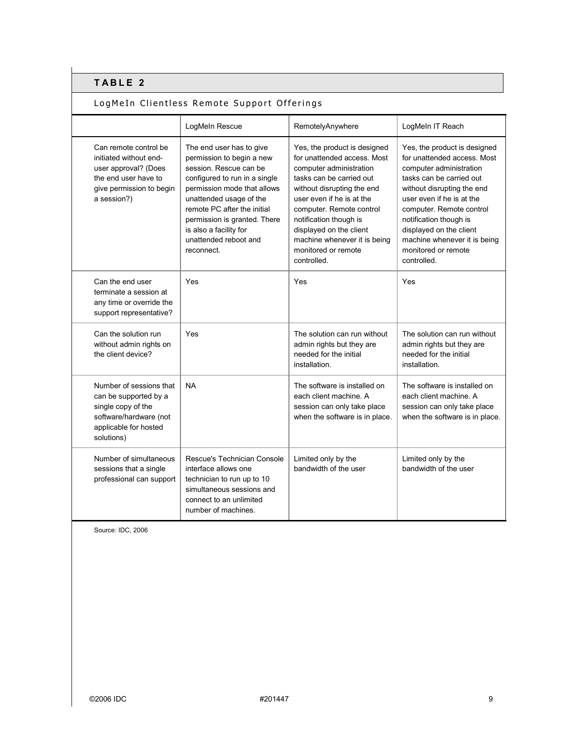## TABLE 2

LogMeIn Clientless Remote Support Offerings

| | LogMeIn Rescue | RemotelyAnywhere | LogMeIn IT Reach |
|---|---|---|---|
| Can remote control be initiated without end-user approval? (Does the end user have to give permission to begin a session?) | The end user has to give permission to begin a new session. Rescue can be configured to run in a single permission mode that allows unattended usage of the remote PC after the initial permission is granted. There is also a facility for unattended reboot and reconnect. | Yes, the product is designed for unattended access. Most computer administration tasks can be carried out without disrupting the end user even if he is at the computer. Remote control notification though is displayed on the client machine whenever it is being monitored or remote controlled. | Yes, the product is designed for unattended access. Most computer administration tasks can be carried out without disrupting the end user even if he is at the computer. Remote control notification though is displayed on the client machine whenever it is being monitored or remote controlled. |
| Can the end user terminate a session at any time or override the support representative? | Yes | Yes | Yes |
| Can the solution run without admin rights on the client device? | Yes | The solution can run without admin rights but they are needed for the initial installation. | The solution can run without admin rights but they are needed for the initial installation. |
| Number of sessions that can be supported by a single copy of the software/hardware (not applicable for hosted solutions) | NA | The software is installed on each client machine. A session can only take place when the software is in place. | The software is installed on each client machine. A session can only take place when the software is in place. |
| Number of simultaneous sessions that a single professional can support | Rescue's Technician Console interface allows one technician to run up to 10 simultaneous sessions and connect to an unlimited number of machines. | Limited only by the bandwidth of the user | Limited only by the bandwidth of the user |

Source: IDC, 2006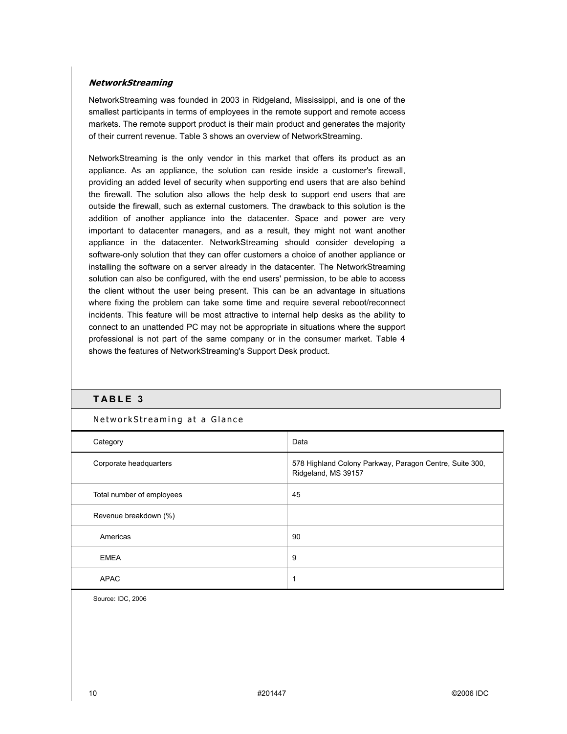### *NetworkStreaming*

NetworkStreaming was founded in 2003 in Ridgeland, Mississippi, and is one of the smallest participants in terms of employees in the remote support and remote access markets. The remote support product is their main product and generates the majority of their current revenue. Table 3 shows an overview of NetworkStreaming.

NetworkStreaming is the only vendor in this market that offers its product as an appliance. As an appliance, the solution can reside inside a customer's firewall, providing an added level of security when supporting end users that are also behind the firewall. The solution also allows the help desk to support end users that are outside the firewall, such as external customers. The drawback to this solution is the addition of another appliance into the datacenter. Space and power are very important to datacenter managers, and as a result, they might not want another appliance in the datacenter. NetworkStreaming should consider developing a software-only solution that they can offer customers a choice of another appliance or installing the software on a server already in the datacenter. The NetworkStreaming solution can also be configured, with the end users' permission, to be able to access the client without the user being present. This can be an advantage in situations where fixing the problem can take some time and require several reboot/reconnect incidents. This feature will be most attractive to internal help desks as the ability to connect to an unattended PC may not be appropriate in situations where the support professional is not part of the same company or in the consumer market. Table 4 shows the features of NetworkStreaming's Support Desk product.

**TABLE 3**

NetworkStreaming at a Glance

| Category | Data |
|---|---|
| Corporate headquarters | 578 Highland Colony Parkway, Paragon Centre, Suite 300, Ridgeland, MS 39157 |
| Total number of employees | 45 |
| Revenue breakdown (%) | |
| Americas | 90 |
| EMEA | 9 |
| APAC | 1 |

Source: IDC, 2006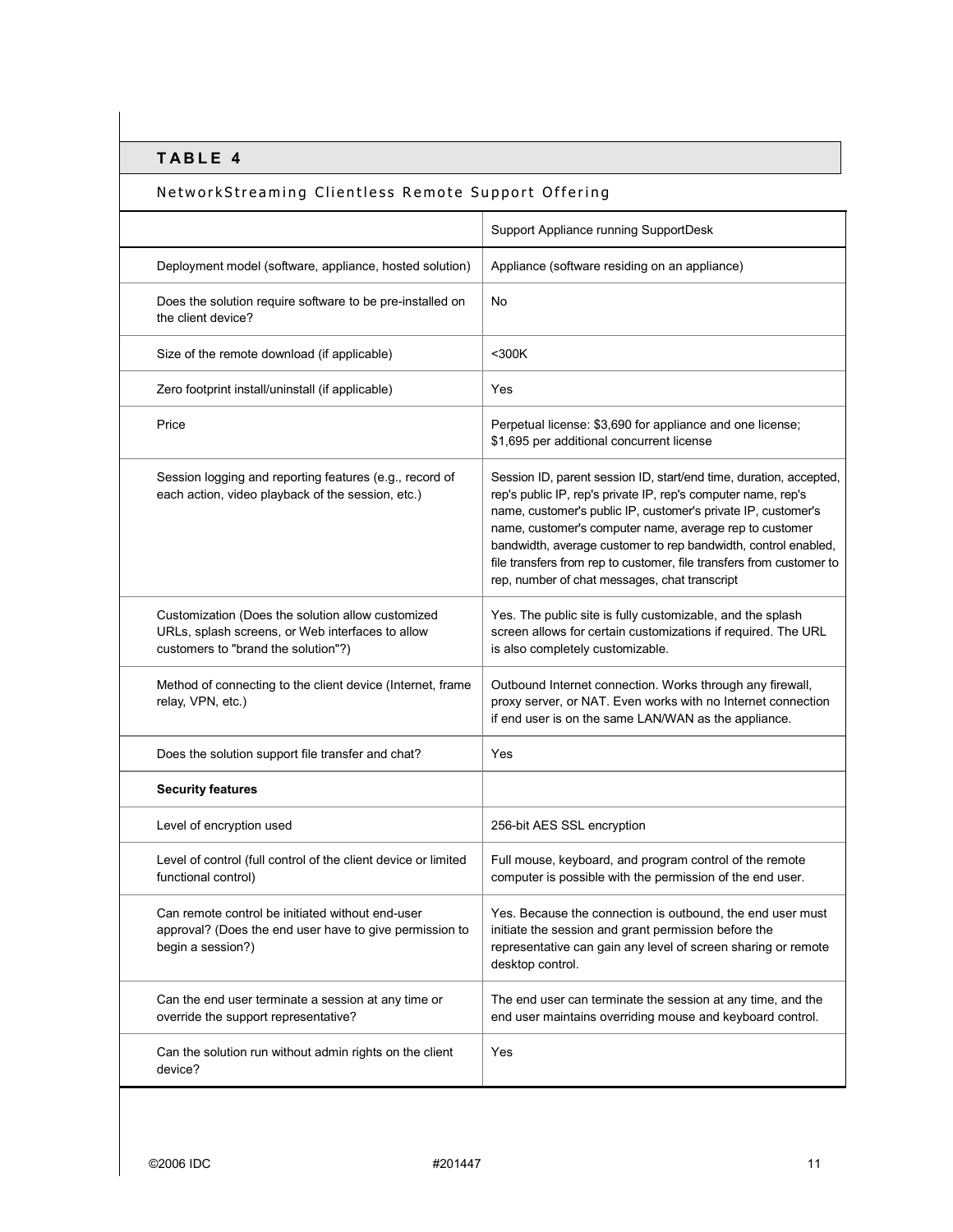## TABLE 4

NetworkStreaming Clientless Remote Support Offering

| | Support Appliance running SupportDesk |
|---|---|
| Deployment model (software, appliance, hosted solution) | Appliance (software residing on an appliance) |
| Does the solution require software to be pre-installed on the client device? | No |
| Size of the remote download (if applicable) | <300K |
| Zero footprint install/uninstall (if applicable) | Yes |
| Price | Perpetual license: $3,690 for appliance and one license; $1,695 per additional concurrent license |
| Session logging and reporting features (e.g., record of each action, video playback of the session, etc.) | Session ID, parent session ID, start/end time, duration, accepted, rep's public IP, rep's private IP, rep's computer name, rep's name, customer's public IP, customer's private IP, customer's name, customer's computer name, average rep to customer bandwidth, average customer to rep bandwidth, control enabled, file transfers from rep to customer, file transfers from customer to rep, number of chat messages, chat transcript |
| Customization (Does the solution allow customized URLs, splash screens, or Web interfaces to allow customers to "brand the solution"?) | Yes. The public site is fully customizable, and the splash screen allows for certain customizations if required. The URL is also completely customizable. |
| Method of connecting to the client device (Internet, frame relay, VPN, etc.) | Outbound Internet connection. Works through any firewall, proxy server, or NAT. Even works with no Internet connection if end user is on the same LAN/WAN as the appliance. |
| Does the solution support file transfer and chat? | Yes |
| **Security features** | |
| Level of encryption used | 256-bit AES SSL encryption |
| Level of control (full control of the client device or limited functional control) | Full mouse, keyboard, and program control of the remote computer is possible with the permission of the end user. |
| Can remote control be initiated without end-user approval? (Does the end user have to give permission to begin a session?) | Yes. Because the connection is outbound, the end user must initiate the session and grant permission before the representative can gain any level of screen sharing or remote desktop control. |
| Can the end user terminate a session at any time or override the support representative? | The end user can terminate the session at any time, and the end user maintains overriding mouse and keyboard control. |
| Can the solution run without admin rights on the client device? | Yes |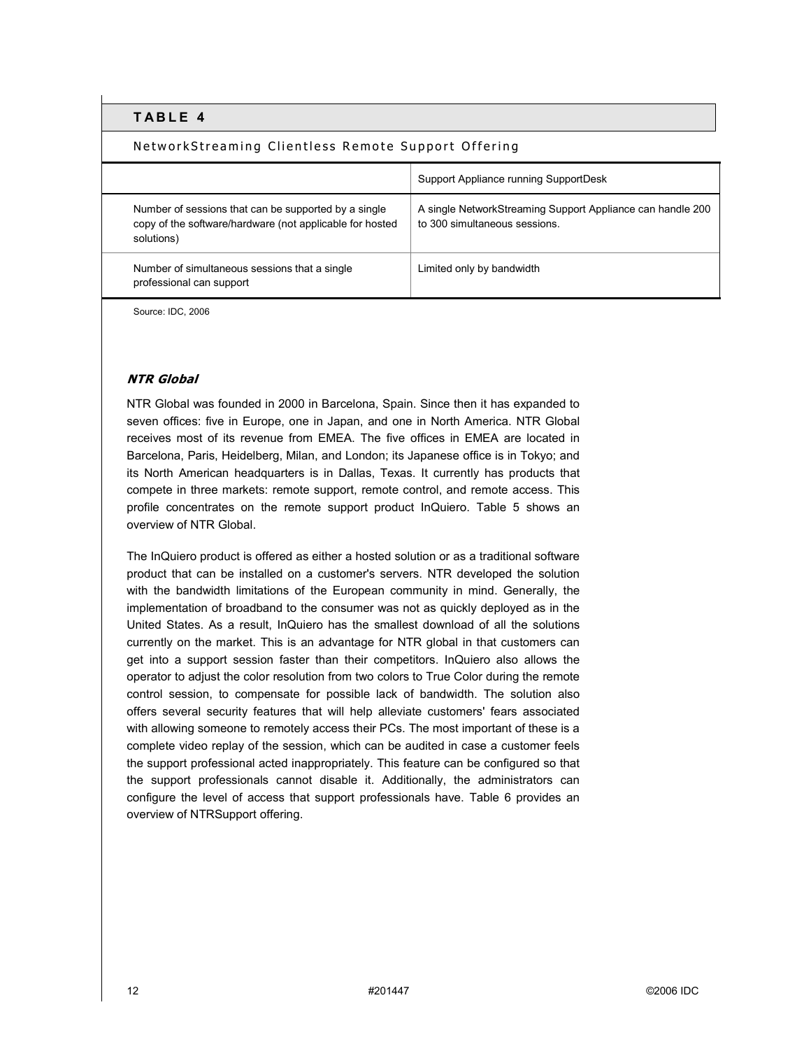**TABLE 4**

NetworkStreaming Clientless Remote Support Offering

| | Support Appliance running SupportDesk |
|---|---|
| Number of sessions that can be supported by a single copy of the software/hardware (not applicable for hosted solutions) | A single NetworkStreaming Support Appliance can handle 200 to 300 simultaneous sessions. |
| Number of simultaneous sessions that a single professional can support | Limited only by bandwidth |

Source: IDC, 2006

### *NTR Global*

NTR Global was founded in 2000 in Barcelona, Spain. Since then it has expanded to seven offices: five in Europe, one in Japan, and one in North America. NTR Global receives most of its revenue from EMEA. The five offices in EMEA are located in Barcelona, Paris, Heidelberg, Milan, and London; its Japanese office is in Tokyo; and its North American headquarters is in Dallas, Texas. It currently has products that compete in three markets: remote support, remote control, and remote access. This profile concentrates on the remote support product InQuiero. Table 5 shows an overview of NTR Global.

The InQuiero product is offered as either a hosted solution or as a traditional software product that can be installed on a customer's servers. NTR developed the solution with the bandwidth limitations of the European community in mind. Generally, the implementation of broadband to the consumer was not as quickly deployed as in the United States. As a result, InQuiero has the smallest download of all the solutions currently on the market. This is an advantage for NTR global in that customers can get into a support session faster than their competitors. InQuiero also allows the operator to adjust the color resolution from two colors to True Color during the remote control session, to compensate for possible lack of bandwidth. The solution also offers several security features that will help alleviate customers' fears associated with allowing someone to remotely access their PCs. The most important of these is a complete video replay of the session, which can be audited in case a customer feels the support professional acted inappropriately. This feature can be configured so that the support professionals cannot disable it. Additionally, the administrators can configure the level of access that support professionals have. Table 6 provides an overview of NTRSupport offering.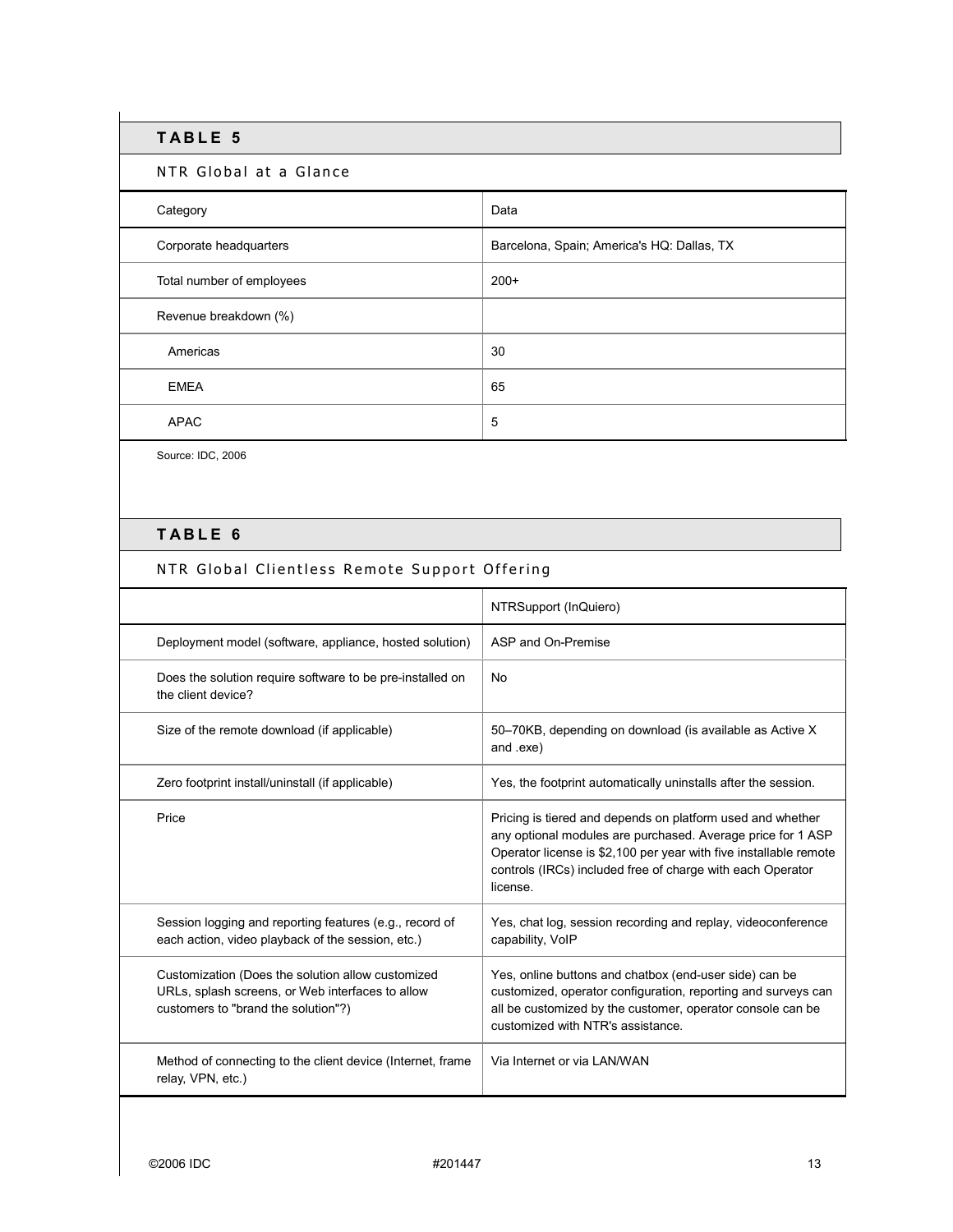## TABLE 5

### NTR Global at a Glance

| Category | Data |
|---|---|
| Corporate headquarters | Barcelona, Spain; America's HQ: Dallas, TX |
| Total number of employees | 200+ |
| Revenue breakdown (%) | |
| Americas | 30 |
| EMEA | 65 |
| APAC | 5 |

Source: IDC, 2006

## TABLE 6

### NTR Global Clientless Remote Support Offering

| | NTRSupport (InQuiero) |
|---|---|
| Deployment model (software, appliance, hosted solution) | ASP and On-Premise |
| Does the solution require software to be pre-installed on the client device? | No |
| Size of the remote download (if applicable) | 50–70KB, depending on download (is available as Active X and .exe) |
| Zero footprint install/uninstall (if applicable) | Yes, the footprint automatically uninstalls after the session. |
| Price | Pricing is tiered and depends on platform used and whether any optional modules are purchased. Average price for 1 ASP Operator license is $2,100 per year with five installable remote controls (IRCs) included free of charge with each Operator license. |
| Session logging and reporting features (e.g., record of each action, video playback of the session, etc.) | Yes, chat log, session recording and replay, videoconference capability, VoIP |
| Customization (Does the solution allow customized URLs, splash screens, or Web interfaces to allow customers to "brand the solution"?) | Yes, online buttons and chatbox (end-user side) can be customized, operator configuration, reporting and surveys can all be customized by the customer, operator console can be customized with NTR's assistance. |
| Method of connecting to the client device (Internet, frame relay, VPN, etc.) | Via Internet or via LAN/WAN |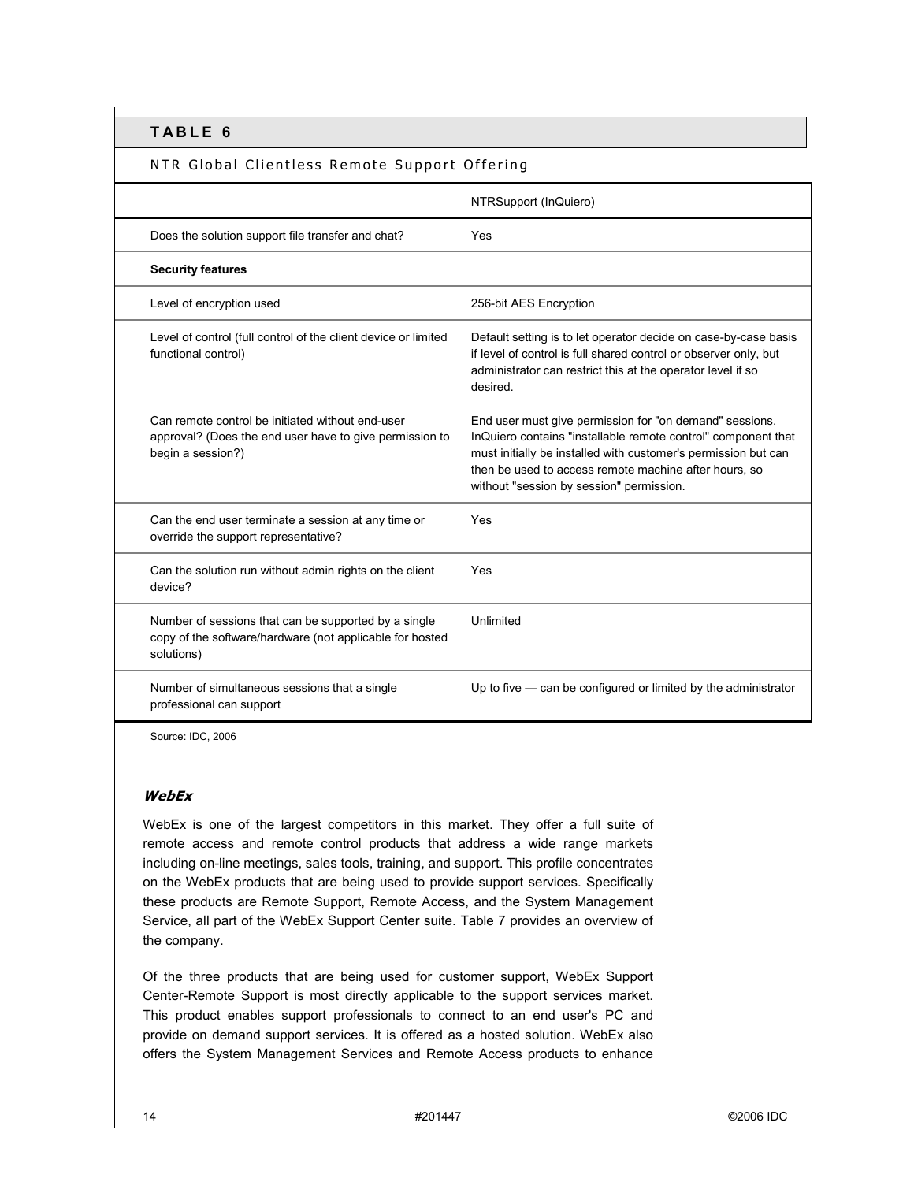## TABLE 6

NTR Global Clientless Remote Support Offering

| | NTRSupport (InQuiero) |
|---|---|
| Does the solution support file transfer and chat? | Yes |
| **Security features** | |
| Level of encryption used | 256-bit AES Encryption |
| Level of control (full control of the client device or limited functional control) | Default setting is to let operator decide on case-by-case basis if level of control is full shared control or observer only, but administrator can restrict this at the operator level if so desired. |
| Can remote control be initiated without end-user approval? (Does the end user have to give permission to begin a session?) | End user must give permission for "on demand" sessions. InQuiero contains "installable remote control" component that must initially be installed with customer's permission but can then be used to access remote machine after hours, so without "session by session" permission. |
| Can the end user terminate a session at any time or override the support representative? | Yes |
| Can the solution run without admin rights on the client device? | Yes |
| Number of sessions that can be supported by a single copy of the software/hardware (not applicable for hosted solutions) | Unlimited |
| Number of simultaneous sessions that a single professional can support | Up to five — can be configured or limited by the administrator |

Source: IDC, 2006

### *WebEx*

WebEx is one of the largest competitors in this market. They offer a full suite of remote access and remote control products that address a wide range markets including on-line meetings, sales tools, training, and support. This profile concentrates on the WebEx products that are being used to provide support services. Specifically these products are Remote Support, Remote Access, and the System Management Service, all part of the WebEx Support Center suite. Table 7 provides an overview of the company.

Of the three products that are being used for customer support, WebEx Support Center-Remote Support is most directly applicable to the support services market. This product enables support professionals to connect to an end user's PC and provide on demand support services. It is offered as a hosted solution. WebEx also offers the System Management Services and Remote Access products to enhance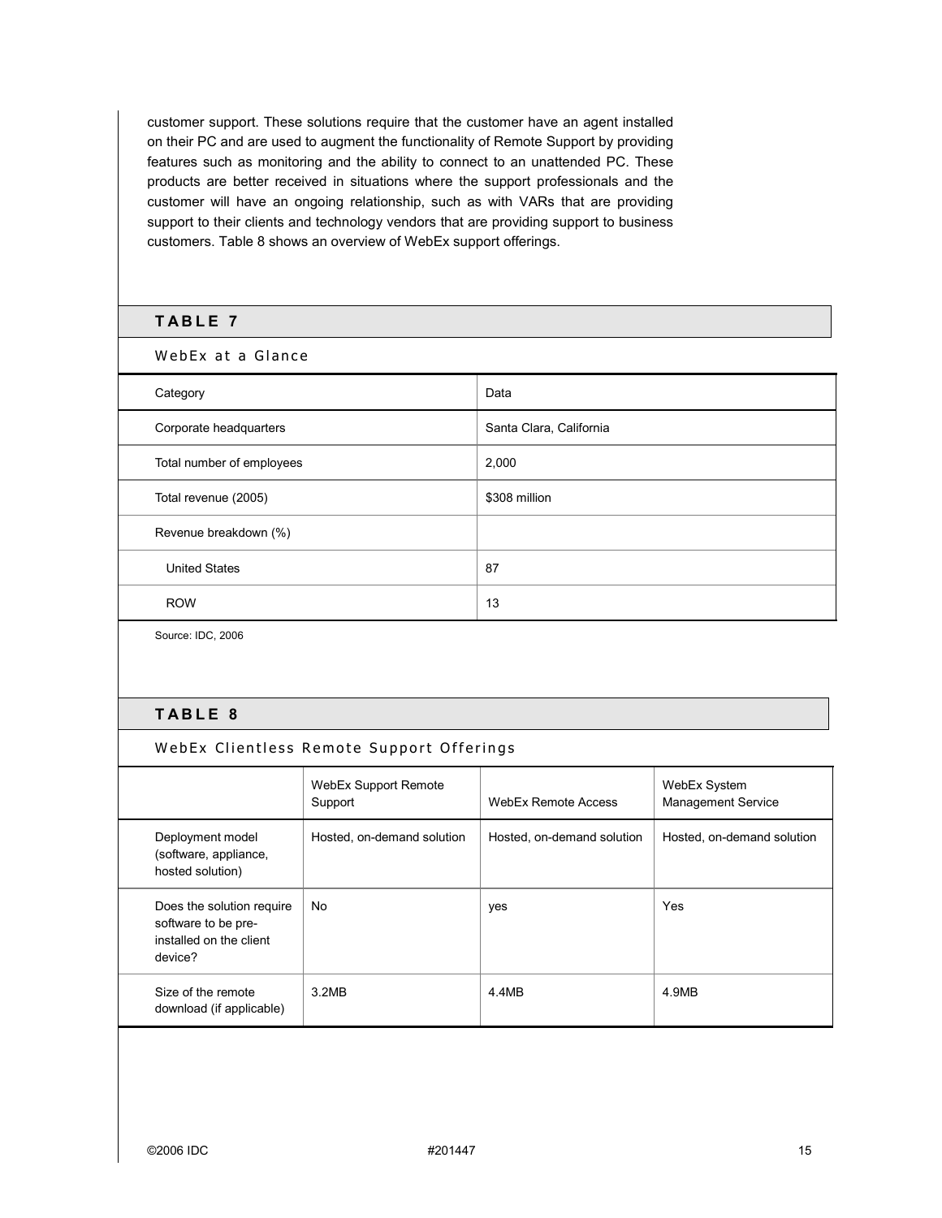customer support. These solutions require that the customer have an agent installed on their PC and are used to augment the functionality of Remote Support by providing features such as monitoring and the ability to connect to an unattended PC. These products are better received in situations where the support professionals and the customer will have an ongoing relationship, such as with VARs that are providing support to their clients and technology vendors that are providing support to business customers. Table 8 shows an overview of WebEx support offerings.

**TABLE 7**

WebEx at a Glance

| Category | Data |
|---|---|
| Corporate headquarters | Santa Clara, California |
| Total number of employees | 2,000 |
| Total revenue (2005) | $308 million |
| Revenue breakdown (%) | |
| United States | 87 |
| ROW | 13 |

Source: IDC, 2006

**TABLE 8**

WebEx Clientless Remote Support Offerings

| | WebEx Support Remote Support | WebEx Remote Access | WebEx System Management Service |
|---|---|---|---|
| Deployment model (software, appliance, hosted solution) | Hosted, on-demand solution | Hosted, on-demand solution | Hosted, on-demand solution |
| Does the solution require software to be pre-installed on the client device? | No | yes | Yes |
| Size of the remote download (if applicable) | 3.2MB | 4.4MB | 4.9MB |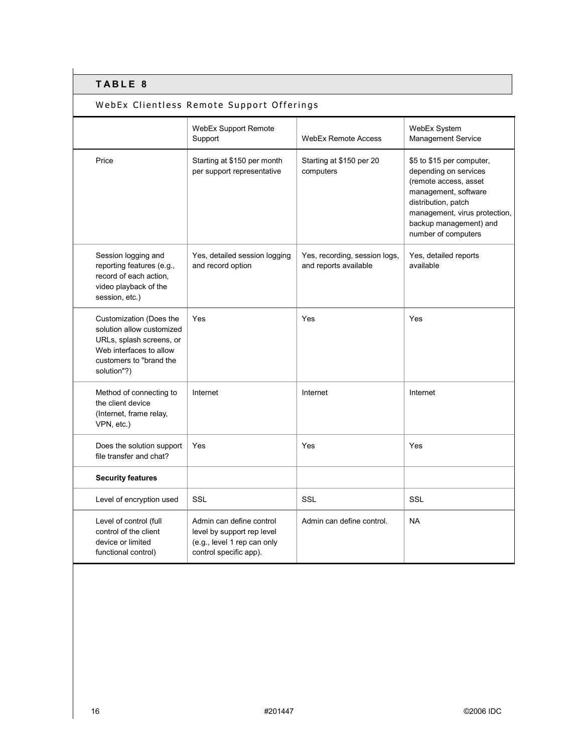**TABLE 8**

WebEx Clientless Remote Support Offerings

| | WebEx Support Remote Support | WebEx Remote Access | WebEx System Management Service |
|---|---|---|---|
| Price | Starting at $150 per month per support representative | Starting at $150 per 20 computers | $5 to $15 per computer, depending on services (remote access, asset management, software distribution, patch management, virus protection, backup management) and number of computers |
| Session logging and reporting features (e.g., record of each action, video playback of the session, etc.) | Yes, detailed session logging and record option | Yes, recording, session logs, and reports available | Yes, detailed reports available |
| Customization (Does the solution allow customized URLs, splash screens, or Web interfaces to allow customers to "brand the solution"?) | Yes | Yes | Yes |
| Method of connecting to the client device (Internet, frame relay, VPN, etc.) | Internet | Internet | Internet |
| Does the solution support file transfer and chat? | Yes | Yes | Yes |
| **Security features** | | | |
| Level of encryption used | SSL | SSL | SSL |
| Level of control (full control of the client device or limited functional control) | Admin can define control level by support rep level (e.g., level 1 rep can only control specific app). | Admin can define control. | NA |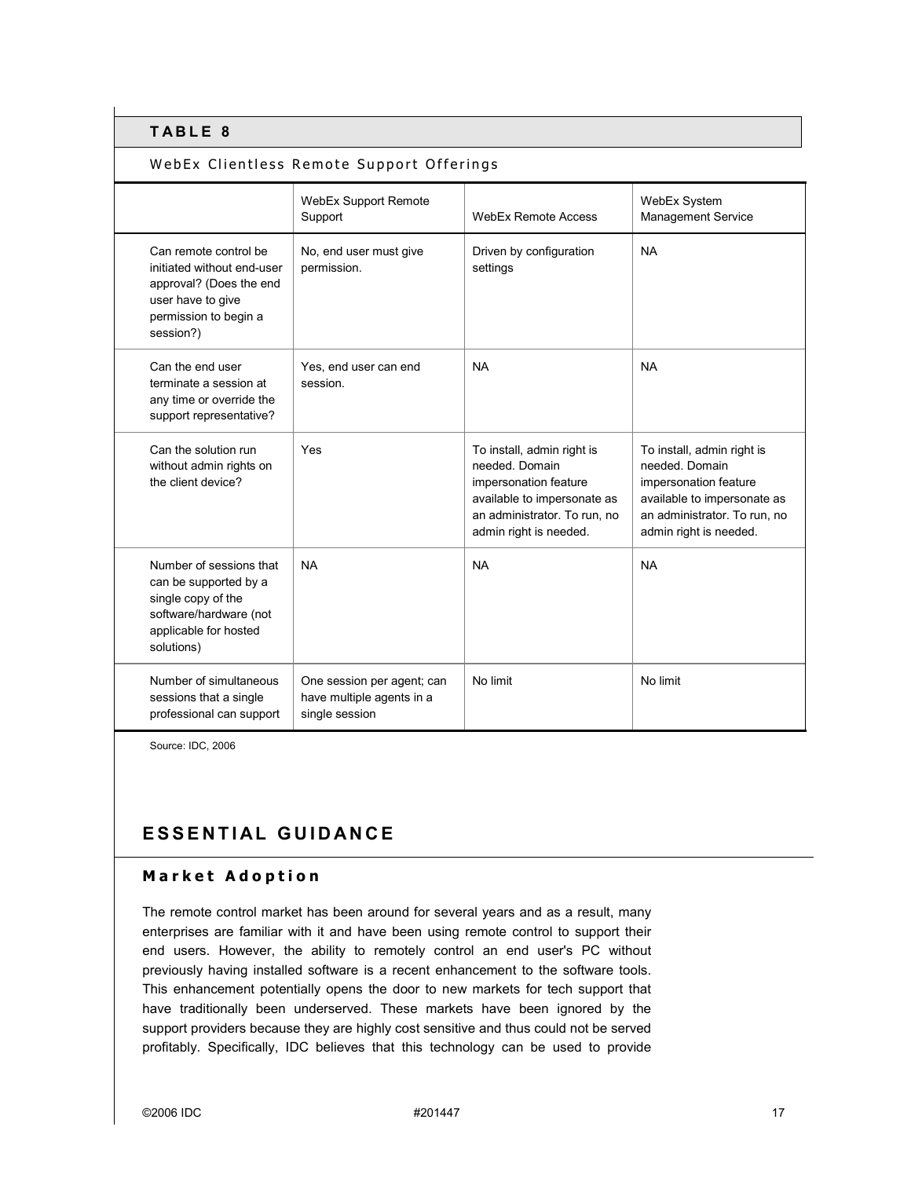**TABLE 8**

WebEx Clientless Remote Support Offerings

| | WebEx Support Remote Support | WebEx Remote Access | WebEx System Management Service |
|---|---|---|---|
| Can remote control be initiated without end-user approval? (Does the end user have to give permission to begin a session?) | No, end user must give permission. | Driven by configuration settings | NA |
| Can the end user terminate a session at any time or override the support representative? | Yes, end user can end session. | NA | NA |
| Can the solution run without admin rights on the client device? | Yes | To install, admin right is needed. Domain impersonation feature available to impersonate as an administrator. To run, no admin right is needed. | To install, admin right is needed. Domain impersonation feature available to impersonate as an administrator. To run, no admin right is needed. |
| Number of sessions that can be supported by a single copy of the software/hardware (not applicable for hosted solutions) | NA | NA | NA |
| Number of simultaneous sessions that a single professional can support | One session per agent; can have multiple agents in a single session | No limit | No limit |

Source: IDC, 2006

# ESSENTIAL GUIDANCE

## Market Adoption

The remote control market has been around for several years and as a result, many enterprises are familiar with it and have been using remote control to support their end users. However, the ability to remotely control an end user's PC without previously having installed software is a recent enhancement to the software tools. This enhancement potentially opens the door to new markets for tech support that have traditionally been underserved. These markets have been ignored by the support providers because they are highly cost sensitive and thus could not be served profitably. Specifically, IDC believes that this technology can be used to provide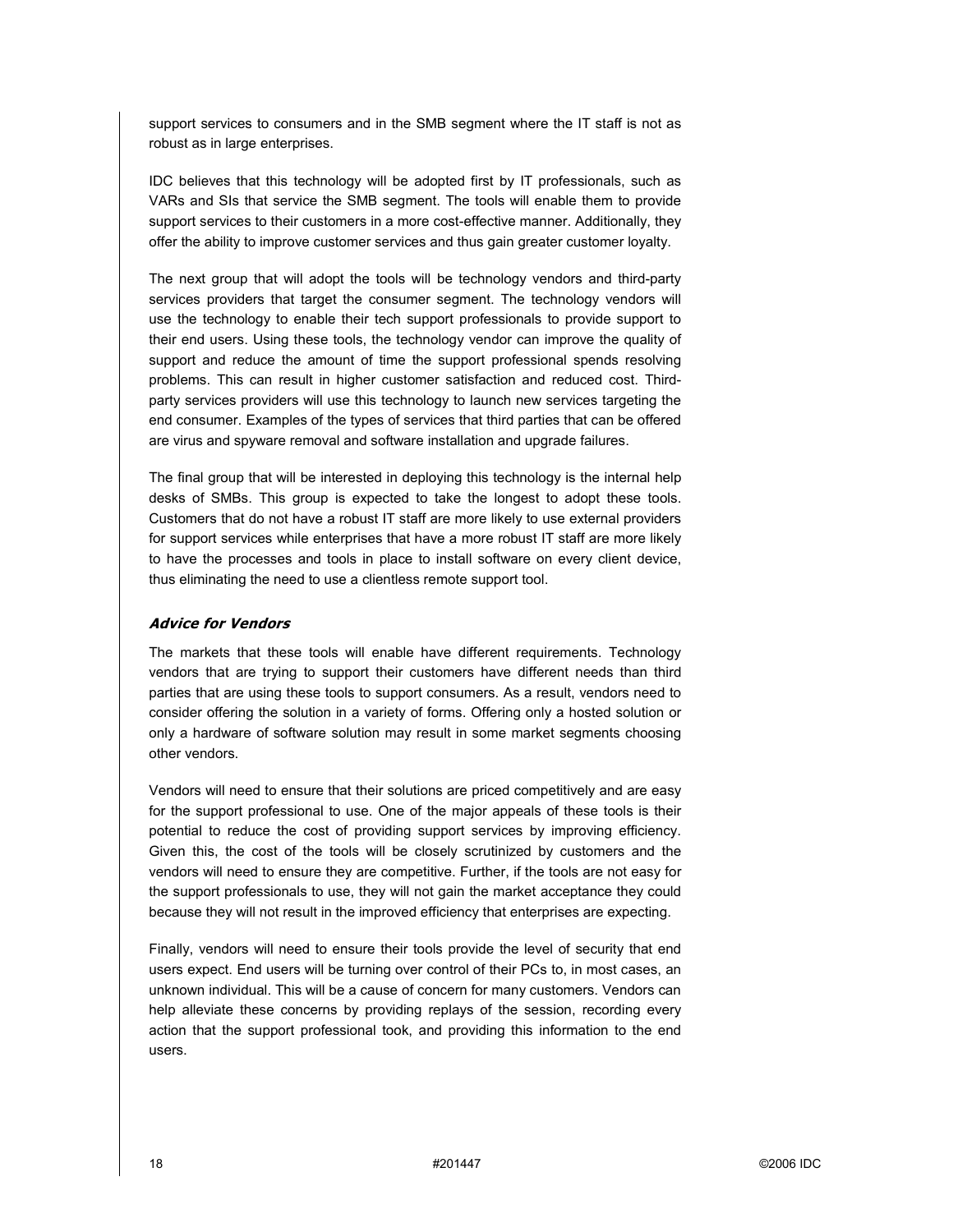support services to consumers and in the SMB segment where the IT staff is not as robust as in large enterprises.

IDC believes that this technology will be adopted first by IT professionals, such as VARs and SIs that service the SMB segment. The tools will enable them to provide support services to their customers in a more cost-effective manner. Additionally, they offer the ability to improve customer services and thus gain greater customer loyalty.

The next group that will adopt the tools will be technology vendors and third-party services providers that target the consumer segment. The technology vendors will use the technology to enable their tech support professionals to provide support to their end users. Using these tools, the technology vendor can improve the quality of support and reduce the amount of time the support professional spends resolving problems. This can result in higher customer satisfaction and reduced cost. Third-party services providers will use this technology to launch new services targeting the end consumer. Examples of the types of services that third parties that can be offered are virus and spyware removal and software installation and upgrade failures.

The final group that will be interested in deploying this technology is the internal help desks of SMBs. This group is expected to take the longest to adopt these tools. Customers that do not have a robust IT staff are more likely to use external providers for support services while enterprises that have a more robust IT staff are more likely to have the processes and tools in place to install software on every client device, thus eliminating the need to use a clientless remote support tool.

### *Advice for Vendors*

The markets that these tools will enable have different requirements. Technology vendors that are trying to support their customers have different needs than third parties that are using these tools to support consumers. As a result, vendors need to consider offering the solution in a variety of forms. Offering only a hosted solution or only a hardware of software solution may result in some market segments choosing other vendors.

Vendors will need to ensure that their solutions are priced competitively and are easy for the support professional to use. One of the major appeals of these tools is their potential to reduce the cost of providing support services by improving efficiency. Given this, the cost of the tools will be closely scrutinized by customers and the vendors will need to ensure they are competitive. Further, if the tools are not easy for the support professionals to use, they will not gain the market acceptance they could because they will not result in the improved efficiency that enterprises are expecting.

Finally, vendors will need to ensure their tools provide the level of security that end users expect. End users will be turning over control of their PCs to, in most cases, an unknown individual. This will be a cause of concern for many customers. Vendors can help alleviate these concerns by providing replays of the session, recording every action that the support professional took, and providing this information to the end users.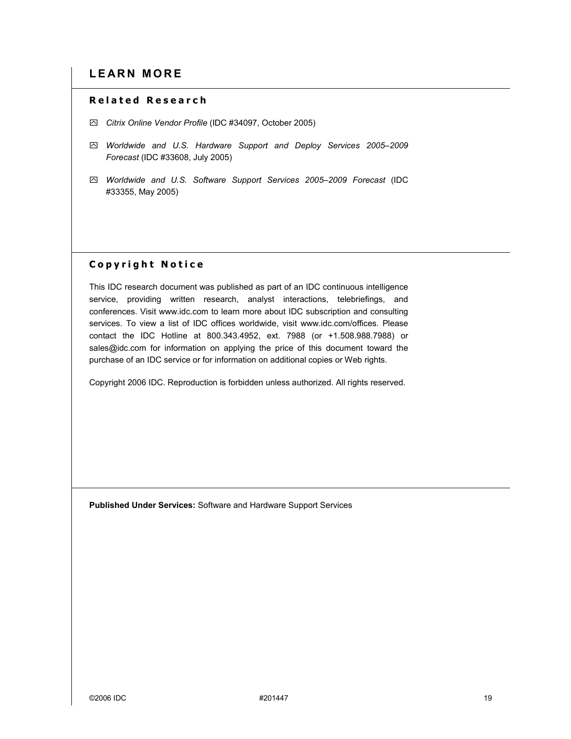## LEARN MORE

### Related Research

- *Citrix Online Vendor Profile* (IDC #34097, October 2005)
- *Worldwide and U.S. Hardware Support and Deploy Services 2005–2009 Forecast* (IDC #33608, July 2005)
- *Worldwide and U.S. Software Support Services 2005–2009 Forecast* (IDC #33355, May 2005)

### Copyright Notice

This IDC research document was published as part of an IDC continuous intelligence service, providing written research, analyst interactions, telebriefings, and conferences. Visit www.idc.com to learn more about IDC subscription and consulting services. To view a list of IDC offices worldwide, visit www.idc.com/offices. Please contact the IDC Hotline at 800.343.4952, ext. 7988 (or +1.508.988.7988) or sales@idc.com for information on applying the price of this document toward the purchase of an IDC service or for information on additional copies or Web rights.

Copyright 2006 IDC. Reproduction is forbidden unless authorized. All rights reserved.

**Published Under Services:** Software and Hardware Support Services